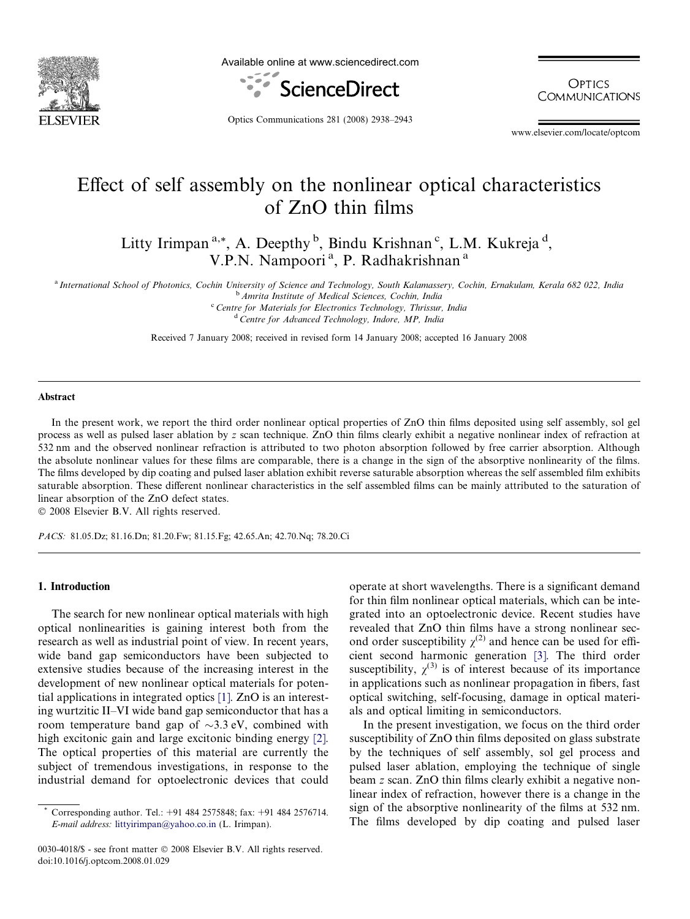# Effect of self assembly on the nonlinear optical characteristics of ZnO thin films

Litty Irimpan [a,*], A. Deepthy [b], Bindu Krishnan [c], L.M. Kukreja [d], V.P.N. Nampoori [a], P. Radhakrishnan [a]

[a] International School of Photonics, Cochin University of Science and Technology, South Kalamassery, Cochin, Ernakulam, Kerala 682 022, India
[b] Amrita Institute of Medical Sciences, Cochin, India
[c] Centre for Materials for Electronics Technology, Thrissur, India
[d] Centre for Advanced Technology, Indore, MP, India

Received 7 January 2008; received in revised form 14 January 2008; accepted 16 January 2008

## Abstract

In the present work, we report the third order nonlinear optical properties of ZnO thin films deposited using self assembly, sol gel process as well as pulsed laser ablation by *z* scan technique. ZnO thin films clearly exhibit a negative nonlinear index of refraction at 532 nm and the observed nonlinear refraction is attributed to two photon absorption followed by free carrier absorption. Although the absolute nonlinear values for these films are comparable, there is a change in the sign of the absorptive nonlinearity of the films. The films developed by dip coating and pulsed laser ablation exhibit reverse saturable absorption whereas the self assembled film exhibits saturable absorption. These different nonlinear characteristics in the self assembled films can be mainly attributed to the saturation of linear absorption of the ZnO defect states.

© 2008 Elsevier B.V. All rights reserved.

*PACS:* 81.05.Dz; 81.16.Dn; 81.20.Fw; 81.15.Fg; 42.65.An; 42.70.Nq; 78.20.Ci

## 1. Introduction

The search for new nonlinear optical materials with high optical nonlinearities is gaining interest both from the research as well as industrial point of view. In recent years, wide band gap semiconductors have been subjected to extensive studies because of the increasing interest in the development of new nonlinear optical materials for potential applications in integrated optics [1]. ZnO is an interesting wurtzitic II–VI wide band gap semiconductor that has a room temperature band gap of ~3.3 eV, combined with high excitonic gain and large excitonic binding energy [2]. The optical properties of this material are currently the subject of tremendous investigations, in response to the industrial demand for optoelectronic devices that could operate at short wavelengths. There is a significant demand for thin film nonlinear optical materials, which can be integrated into an optoelectronic device. Recent studies have revealed that ZnO thin films have a strong nonlinear second order susceptibility $\chi^{(2)}$ and hence can be used for efficient second harmonic generation [3]. The third order susceptibility, $\chi^{(3)}$ is of interest because of its importance in applications such as nonlinear propagation in fibers, fast optical switching, self-focusing, damage in optical materials and optical limiting in semiconductors.

In the present investigation, we focus on the third order susceptibility of ZnO thin films deposited on glass substrate by the techniques of self assembly, sol gel process and pulsed laser ablation, employing the technique of single beam *z* scan. ZnO thin films clearly exhibit a negative nonlinear index of refraction, however there is a change in the sign of the absorptive nonlinearity of the films at 532 nm. The films developed by dip coating and pulsed laser

\* Corresponding author. Tel.: +91 484 2575848; fax: +91 484 2576714. E-mail address: littyirimpan@yahoo.co.in (L. Irimpan).

0030-4018/$ - see front matter © 2008 Elsevier B.V. All rights reserved.
doi:10.1016/j.optcom.2008.01.029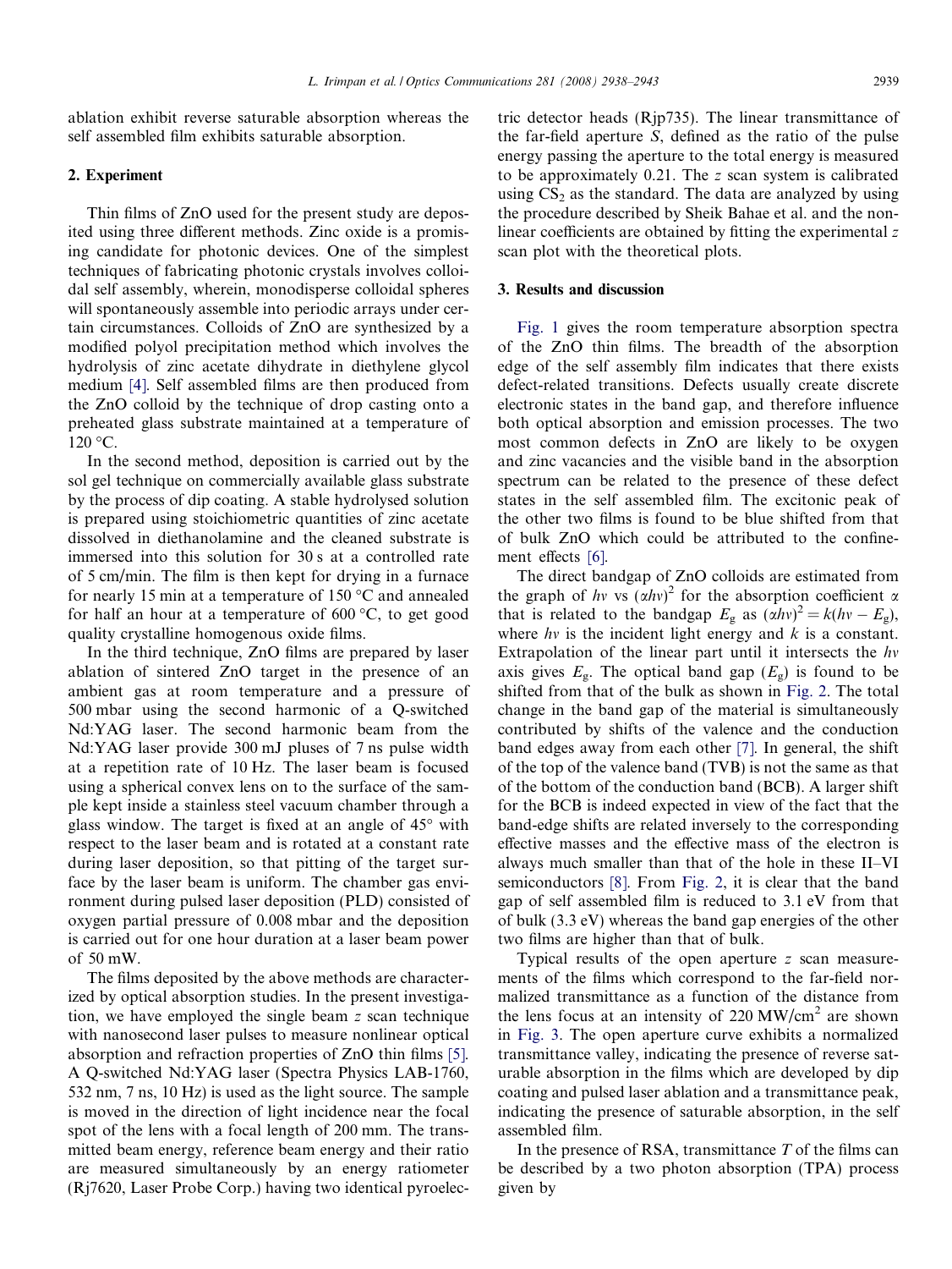ablation exhibit reverse saturable absorption whereas the self assembled film exhibits saturable absorption.

## 2. Experiment

Thin films of ZnO used for the present study are deposited using three different methods. Zinc oxide is a promising candidate for photonic devices. One of the simplest techniques of fabricating photonic crystals involves colloidal self assembly, wherein, monodisperse colloidal spheres will spontaneously assemble into periodic arrays under certain circumstances. Colloids of ZnO are synthesized by a modified polyol precipitation method which involves the hydrolysis of zinc acetate dihydrate in diethylene glycol medium [4]. Self assembled films are then produced from the ZnO colloid by the technique of drop casting onto a preheated glass substrate maintained at a temperature of 120 °C.

In the second method, deposition is carried out by the sol gel technique on commercially available glass substrate by the process of dip coating. A stable hydrolysed solution is prepared using stoichiometric quantities of zinc acetate dissolved in diethanolamine and the cleaned substrate is immersed into this solution for 30 s at a controlled rate of 5 cm/min. The film is then kept for drying in a furnace for nearly 15 min at a temperature of 150 °C and annealed for half an hour at a temperature of 600 °C, to get good quality crystalline homogenous oxide films.

In the third technique, ZnO films are prepared by laser ablation of sintered ZnO target in the presence of an ambient gas at room temperature and a pressure of 500 mbar using the second harmonic of a Q-switched Nd:YAG laser. The second harmonic beam from the Nd:YAG laser provide 300 mJ pluses of 7 ns pulse width at a repetition rate of 10 Hz. The laser beam is focused using a spherical convex lens on to the surface of the sample kept inside a stainless steel vacuum chamber through a glass window. The target is fixed at an angle of 45° with respect to the laser beam and is rotated at a constant rate during laser deposition, so that pitting of the target surface by the laser beam is uniform. The chamber gas environment during pulsed laser deposition (PLD) consisted of oxygen partial pressure of 0.008 mbar and the deposition is carried out for one hour duration at a laser beam power of 50 mW.

The films deposited by the above methods are characterized by optical absorption studies. In the present investigation, we have employed the single beam $z$ scan technique with nanosecond laser pulses to measure nonlinear optical absorption and refraction properties of ZnO thin films [5]. A Q-switched Nd:YAG laser (Spectra Physics LAB-1760, 532 nm, 7 ns, 10 Hz) is used as the light source. The sample is moved in the direction of light incidence near the focal spot of the lens with a focal length of 200 mm. The transmitted beam energy, reference beam energy and their ratio are measured simultaneously by an energy ratiometer (Rj7620, Laser Probe Corp.) having two identical pyroelectric detector heads (Rjp735). The linear transmittance of the far-field aperture $S$, defined as the ratio of the pulse energy passing the aperture to the total energy is measured to be approximately 0.21. The $z$ scan system is calibrated using $CS_2$ as the standard. The data are analyzed by using the procedure described by Sheik Bahae et al. and the nonlinear coefficients are obtained by fitting the experimental $z$ scan plot with the theoretical plots.

## 3. Results and discussion

Fig. 1 gives the room temperature absorption spectra of the ZnO thin films. The breadth of the absorption edge of the self assembly film indicates that there exists defect-related transitions. Defects usually create discrete electronic states in the band gap, and therefore influence both optical absorption and emission processes. The two most common defects in ZnO are likely to be oxygen and zinc vacancies and the visible band in the absorption spectrum can be related to the presence of these defect states in the self assembled film. The excitonic peak of the other two films is found to be blue shifted from that of bulk ZnO which could be attributed to the confinement effects [6].

The direct bandgap of ZnO colloids are estimated from the graph of $h\nu$ vs $(\alpha h\nu)^2$ for the absorption coefficient $\alpha$ that is related to the bandgap $E_g$ as $(\alpha h\nu)^2 = k(h\nu - E_g)$, where $h\nu$ is the incident light energy and $k$ is a constant. Extrapolation of the linear part until it intersects the $h\nu$ axis gives $E_g$. The optical band gap ($E_g$) is found to be shifted from that of the bulk as shown in Fig. 2. The total change in the band gap of the material is simultaneously contributed by shifts of the valence and the conduction band edges away from each other [7]. In general, the shift of the top of the valence band (TVB) is not the same as that of the bottom of the conduction band (BCB). A larger shift for the BCB is indeed expected in view of the fact that the band-edge shifts are related inversely to the corresponding effective masses and the effective mass of the electron is always much smaller than that of the hole in these II–VI semiconductors [8]. From Fig. 2, it is clear that the band gap of self assembled film is reduced to 3.1 eV from that of bulk (3.3 eV) whereas the band gap energies of the other two films are higher than that of bulk.

Typical results of the open aperture $z$ scan measurements of the films which correspond to the far-field normalized transmittance as a function of the distance from the lens focus at an intensity of 220 MW/cm$^2$ are shown in Fig. 3. The open aperture curve exhibits a normalized transmittance valley, indicating the presence of reverse saturable absorption in the films which are developed by dip coating and pulsed laser ablation and a transmittance peak, indicating the presence of saturable absorption, in the self assembled film.

In the presence of RSA, transmittance $T$ of the films can be described by a two photon absorption (TPA) process given by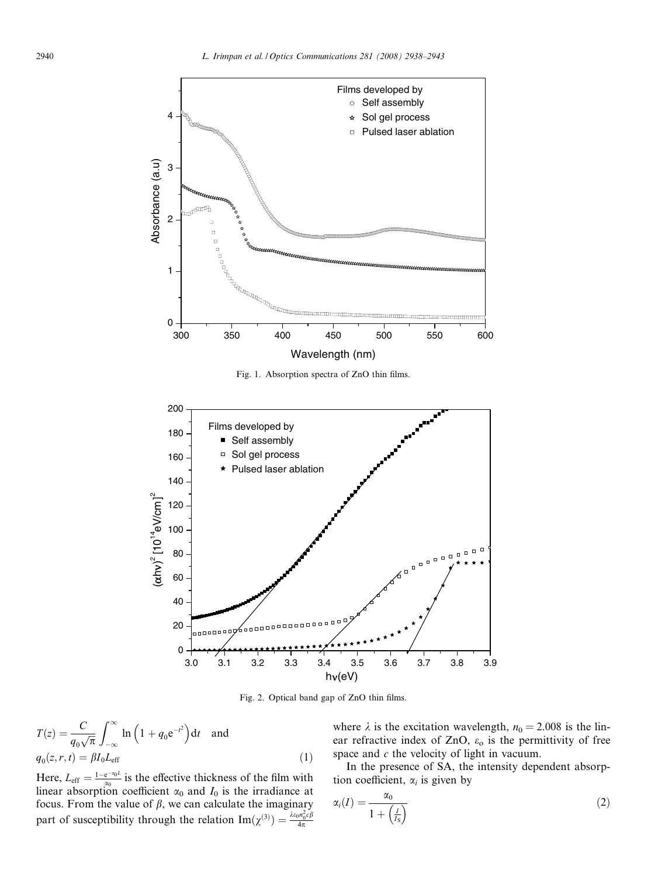Fig. 1. Absorption spectra of ZnO thin films.

Fig. 2. Optical band gap of ZnO thin films.

$$T(z) = \frac{C}{q_0\sqrt{\pi}} \int_{-\infty}^{\infty} \ln\left(1 + q_0 e^{-t^2}\right) dt \quad \text{and}$$
$$q_0(z,r,t) = \beta I_0 L_{\text{eff}} \tag{1}$$

Here, $L_{\text{eff}} = \frac{1-e^{-\alpha_0 L}}{\alpha_0}$ is the effective thickness of the film with linear absorption coefficient $\alpha_0$ and $I_0$ is the irradiance at focus. From the value of $\beta$, we can calculate the imaginary part of susceptibility through the relation $\text{Im}(\chi^{(3)}) = \frac{\lambda \varepsilon_0 n_0^2 c \beta}{4\pi}$ where $\lambda$ is the excitation wavelength, $n_0 = 2.008$ is the linear refractive index of ZnO, $\varepsilon_o$ is the permittivity of free space and $c$ the velocity of light in vacuum.

In the presence of SA, the intensity dependent absorption coefficient, $\alpha_i$ is given by

$$\alpha_i(I) = \frac{\alpha_0}{1 + \left(\frac{I}{I_S}\right)} \tag{2}$$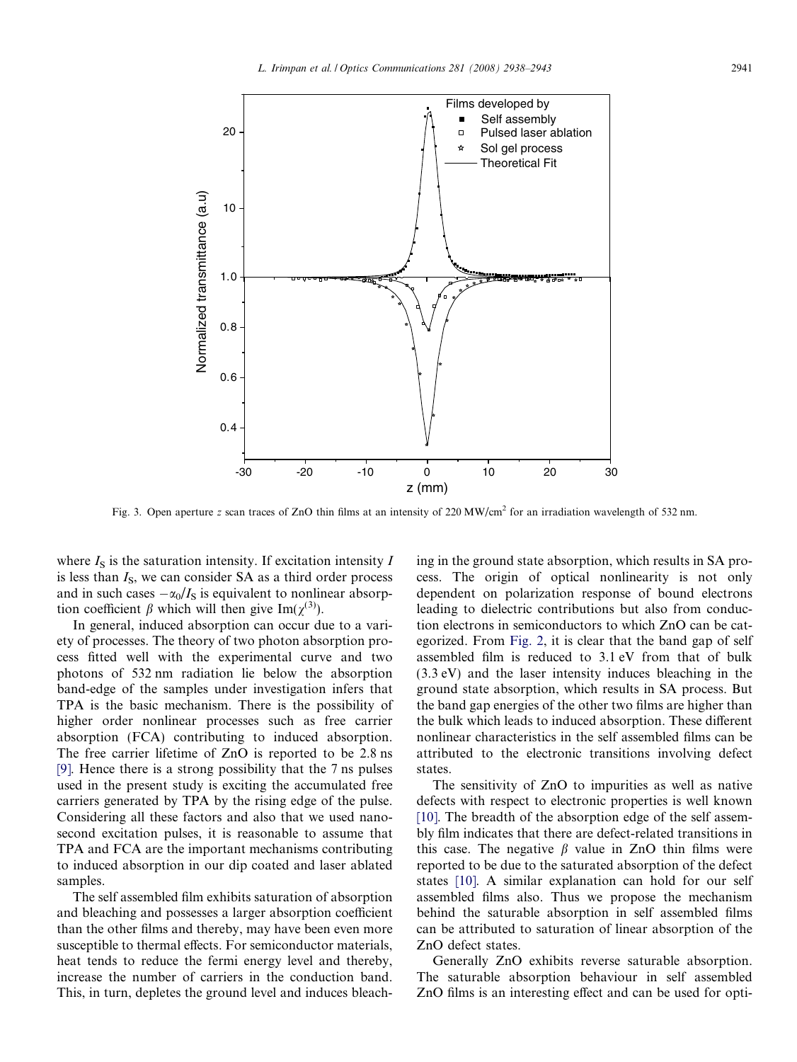Fig. 3. Open aperture $z$ scan traces of ZnO thin films at an intensity of 220 MW/cm$^2$ for an irradiation wavelength of 532 nm.

where $I_S$ is the saturation intensity. If excitation intensity $I$ is less than $I_S$, we can consider SA as a third order process and in such cases $-\alpha_0/I_S$ is equivalent to nonlinear absorption coefficient $\beta$ which will then give $\mathrm{Im}(\chi^{(3)})$.

In general, induced absorption can occur due to a variety of processes. The theory of two photon absorption process fitted well with the experimental curve and two photons of 532 nm radiation lie below the absorption band-edge of the samples under investigation infers that TPA is the basic mechanism. There is the possibility of higher order nonlinear processes such as free carrier absorption (FCA) contributing to induced absorption. The free carrier lifetime of ZnO is reported to be 2.8 ns [9]. Hence there is a strong possibility that the 7 ns pulses used in the present study is exciting the accumulated free carriers generated by TPA by the rising edge of the pulse. Considering all these factors and also that we used nanosecond excitation pulses, it is reasonable to assume that TPA and FCA are the important mechanisms contributing to induced absorption in our dip coated and laser ablated samples.

The self assembled film exhibits saturation of absorption and bleaching and possesses a larger absorption coefficient than the other films and thereby, may have been even more susceptible to thermal effects. For semiconductor materials, heat tends to reduce the fermi energy level and thereby, increase the number of carriers in the conduction band. This, in turn, depletes the ground level and induces bleaching in the ground state absorption, which results in SA process. The origin of optical nonlinearity is not only dependent on polarization response of bound electrons leading to dielectric contributions but also from conduction electrons in semiconductors to which ZnO can be categorized. From Fig. 2, it is clear that the band gap of self assembled film is reduced to 3.1 eV from that of bulk (3.3 eV) and the laser intensity induces bleaching in the ground state absorption, which results in SA process. But the band gap energies of the other two films are higher than the bulk which leads to induced absorption. These different nonlinear characteristics in the self assembled films can be attributed to the electronic transitions involving defect states.

The sensitivity of ZnO to impurities as well as native defects with respect to electronic properties is well known [10]. The breadth of the absorption edge of the self assembly film indicates that there are defect-related transitions in this case. The negative $\beta$ value in ZnO thin films were reported to be due to the saturated absorption of the defect states [10]. A similar explanation can hold for our self assembled films also. Thus we propose the mechanism behind the saturable absorption in self assembled films can be attributed to saturation of linear absorption of the ZnO defect states.

Generally ZnO exhibits reverse saturable absorption. The saturable absorption behaviour in self assembled ZnO films is an interesting effect and can be used for opti-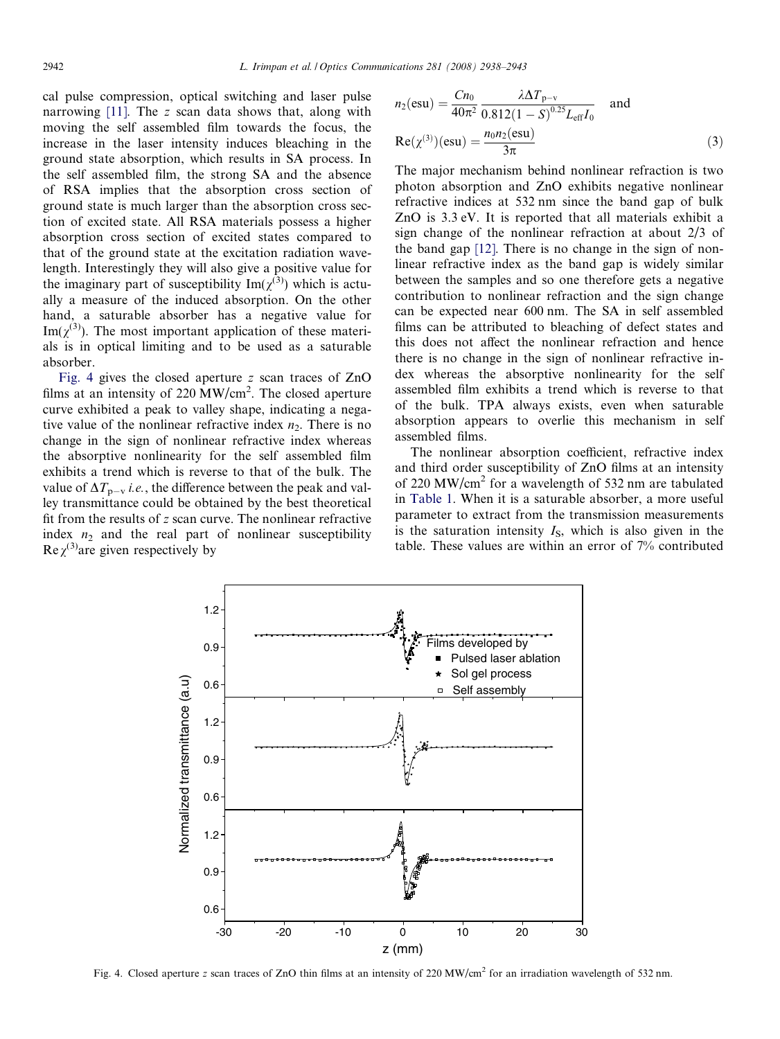cal pulse compression, optical switching and laser pulse narrowing [11]. The $z$ scan data shows that, along with moving the self assembled film towards the focus, the increase in the laser intensity induces bleaching in the ground state absorption, which results in SA process. In the self assembled film, the strong SA and the absence of RSA implies that the absorption cross section of ground state is much larger than the absorption cross section of excited state. All RSA materials possess a higher absorption cross section of excited states compared to that of the ground state at the excitation radiation wavelength. Interestingly they will also give a positive value for the imaginary part of susceptibility $\mathrm{Im}(\chi^{(3)})$ which is actually a measure of the induced absorption. On the other hand, a saturable absorber has a negative value for $\mathrm{Im}(\chi^{(3)})$. The most important application of these materials is in optical limiting and to be used as a saturable absorber.

Fig. 4 gives the closed aperture $z$ scan traces of ZnO films at an intensity of 220 MW/cm$^2$. The closed aperture curve exhibited a peak to valley shape, indicating a negative value of the nonlinear refractive index $n_2$. There is no change in the sign of nonlinear refractive index whereas the absorptive nonlinearity for the self assembled film exhibits a trend which is reverse to that of the bulk. The value of $\Delta T_{\mathrm{p-v}}$ *i.e.*, the difference between the peak and valley transmittance could be obtained by the best theoretical fit from the results of $z$ scan curve. The nonlinear refractive index $n_2$ and the real part of nonlinear susceptibility $\mathrm{Re}\,\chi^{(3)}$ are given respectively by

$$n_2(\mathrm{esu}) = \frac{Cn_0}{40\pi^2}\frac{\lambda \Delta T_{\mathrm{p-v}}}{0.812(1-S)^{0.25}L_{\mathrm{eff}}I_0} \quad \text{and}$$
$$\mathrm{Re}(\chi^{(3)})(\mathrm{esu}) = \frac{n_0 n_2(\mathrm{esu})}{3\pi} \tag{3}$$

The major mechanism behind nonlinear refraction is two photon absorption and ZnO exhibits negative nonlinear refractive indices at 532 nm since the band gap of bulk ZnO is 3.3 eV. It is reported that all materials exhibit a sign change of the nonlinear refraction at about 2/3 of the band gap [12]. There is no change in the sign of nonlinear refractive index as the band gap is widely similar between the samples and so one therefore gets a negative contribution to nonlinear refraction and the sign change can be expected near 600 nm. The SA in self assembled films can be attributed to bleaching of defect states and this does not affect the nonlinear refraction and hence there is no change in the sign of nonlinear refractive index whereas the absorptive nonlinearity for the self assembled film exhibits a trend which is reverse to that of the bulk. TPA always exists, even when saturable absorption appears to overlie this mechanism in self assembled films.

The nonlinear absorption coefficient, refractive index and third order susceptibility of ZnO films at an intensity of 220 MW/cm$^2$ for a wavelength of 532 nm are tabulated in Table 1. When it is a saturable absorber, a more useful parameter to extract from the transmission measurements is the saturation intensity $I_S$, which is also given in the table. These values are within an error of 7% contributed

Fig. 4. Closed aperture $z$ scan traces of ZnO thin films at an intensity of 220 MW/cm$^2$ for an irradiation wavelength of 532 nm.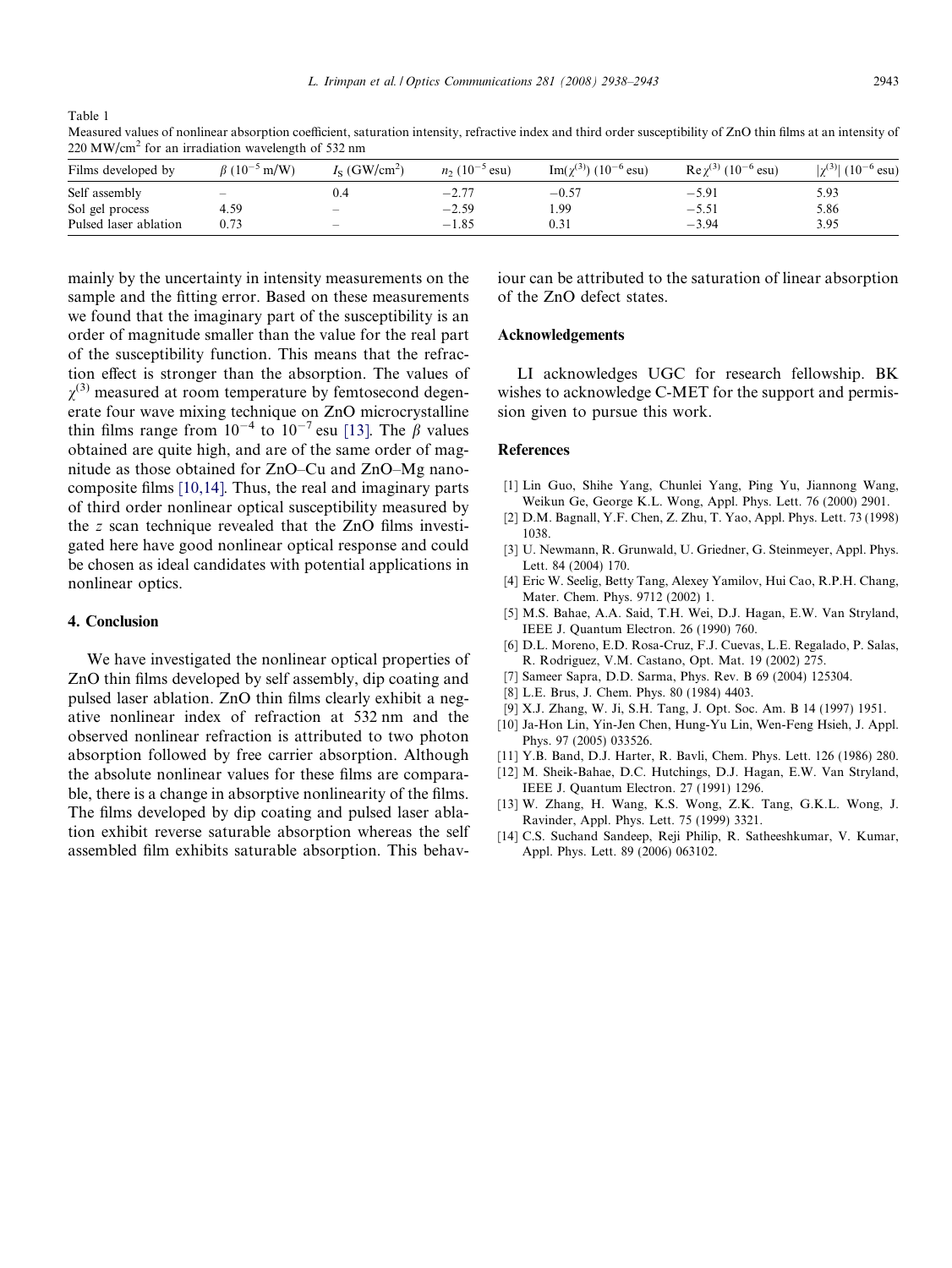Table 1
Measured values of nonlinear absorption coefficient, saturation intensity, refractive index and third order susceptibility of ZnO thin films at an intensity of 220 $MW/cm^2$ for an irradiation wavelength of 532 nm

| Films developed by | $\beta$ ($10^{-5}$ m/W) | $I_S$ ($GW/cm^2$) | $n_2$ ($10^{-5}$ esu) | $Im(\chi^{(3)})$ ($10^{-6}$ esu) | $Re\,\chi^{(3)}$ ($10^{-6}$ esu) | $\lvert\chi^{(3)}\rvert$ ($10^{-6}$ esu) |
|---|---|---|---|---|---|---|
| Self assembly | – | 0.4 | −2.77 | −0.57 | −5.91 | 5.93 |
| Sol gel process | 4.59 | – | −2.59 | 1.99 | −5.51 | 5.86 |
| Pulsed laser ablation | 0.73 | – | −1.85 | 0.31 | −3.94 | 3.95 |

mainly by the uncertainty in intensity measurements on the sample and the fitting error. Based on these measurements we found that the imaginary part of the susceptibility is an order of magnitude smaller than the value for the real part of the susceptibility function. This means that the refraction effect is stronger than the absorption. The values of $\chi^{(3)}$ measured at room temperature by femtosecond degenerate four wave mixing technique on ZnO microcrystalline thin films range from $10^{-4}$ to $10^{-7}$ esu [13]. The $\beta$ values obtained are quite high, and are of the same order of magnitude as those obtained for ZnO–Cu and ZnO–Mg nanocomposite films [10,14]. Thus, the real and imaginary parts of third order nonlinear optical susceptibility measured by the *z* scan technique revealed that the ZnO films investigated here have good nonlinear optical response and could be chosen as ideal candidates with potential applications in nonlinear optics.

## 4. Conclusion

We have investigated the nonlinear optical properties of ZnO thin films developed by self assembly, dip coating and pulsed laser ablation. ZnO thin films clearly exhibit a negative nonlinear index of refraction at 532 nm and the observed nonlinear refraction is attributed to two photon absorption followed by free carrier absorption. Although the absolute nonlinear values for these films are comparable, there is a change in absorptive nonlinearity of the films. The films developed by dip coating and pulsed laser ablation exhibit reverse saturable absorption whereas the self assembled film exhibits saturable absorption. This behaviour can be attributed to the saturation of linear absorption of the ZnO defect states.

## Acknowledgements

LI acknowledges UGC for research fellowship. BK wishes to acknowledge C-MET for the support and permission given to pursue this work.

## References

[1] Lin Guo, Shihe Yang, Chunlei Yang, Ping Yu, Jiannong Wang, Weikun Ge, George K.L. Wong, Appl. Phys. Lett. 76 (2000) 2901.
[2] D.M. Bagnall, Y.F. Chen, Z. Zhu, T. Yao, Appl. Phys. Lett. 73 (1998) 1038.
[3] U. Newmann, R. Grunwald, U. Griedner, G. Steinmeyer, Appl. Phys. Lett. 84 (2004) 170.
[4] Eric W. Seelig, Betty Tang, Alexey Yamilov, Hui Cao, R.P.H. Chang, Mater. Chem. Phys. 9712 (2002) 1.
[5] M.S. Bahae, A.A. Said, T.H. Wei, D.J. Hagan, E.W. Van Stryland, IEEE J. Quantum Electron. 26 (1990) 760.
[6] D.L. Moreno, E.D. Rosa-Cruz, F.J. Cuevas, L.E. Regalado, P. Salas, R. Rodriguez, V.M. Castano, Opt. Mat. 19 (2002) 275.
[7] Sameer Sapra, D.D. Sarma, Phys. Rev. B 69 (2004) 125304.
[8] L.E. Brus, J. Chem. Phys. 80 (1984) 4403.
[9] X.J. Zhang, W. Ji, S.H. Tang, J. Opt. Soc. Am. B 14 (1997) 1951.
[10] Ja-Hon Lin, Yin-Jen Chen, Hung-Yu Lin, Wen-Feng Hsieh, J. Appl. Phys. 97 (2005) 033526.
[11] Y.B. Band, D.J. Harter, R. Bavli, Chem. Phys. Lett. 126 (1986) 280.
[12] M. Sheik-Bahae, D.C. Hutchings, D.J. Hagan, E.W. Van Stryland, IEEE J. Quantum Electron. 27 (1991) 1296.
[13] W. Zhang, H. Wang, K.S. Wong, Z.K. Tang, G.K.L. Wong, J. Ravinder, Appl. Phys. Lett. 75 (1999) 3321.
[14] C.S. Suchand Sandeep, Reji Philip, R. Satheeshkumar, V. Kumar, Appl. Phys. Lett. 89 (2006) 063102.